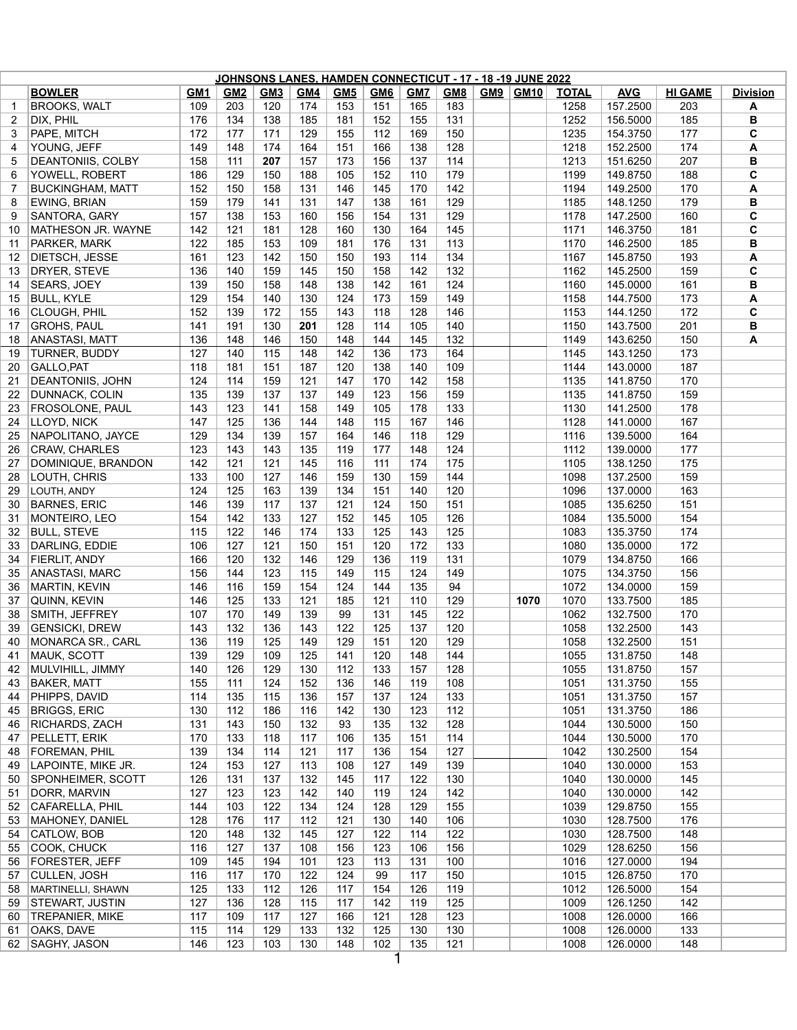| | JOHNSONS LANES, HAMDEN CONNECTICUT - 17 - 18 -19 JUNE 2022 | | | | | | | | | | | | | | |
|---|---|---|---|---|---|---|---|---|---|---|---|---|---|---|---|
| | **BOWLER** | **GM1** | **GM2** | **GM3** | **GM4** | **GM5** | **GM6** | **GM7** | **GM8** | **GM9** | **GM10** | **TOTAL** | **AVG** | **HI GAME** | **Division** |
| 1 | BROOKS, WALT | 109 | 203 | 120 | 174 | 153 | 151 | 165 | 183 | | | 1258 | 157.2500 | 203 | **A** |
| 2 | DIX, PHIL | 176 | 134 | 138 | 185 | 181 | 152 | 155 | 131 | | | 1252 | 156.5000 | 185 | **B** |
| 3 | PAPE, MITCH | 172 | 177 | 171 | 129 | 155 | 112 | 169 | 150 | | | 1235 | 154.3750 | 177 | **C** |
| 4 | YOUNG, JEFF | 149 | 148 | 174 | 164 | 151 | 166 | 138 | 128 | | | 1218 | 152.2500 | 174 | **A** |
| 5 | DEANTONIIS, COLBY | 158 | 111 | **207** | 157 | 173 | 156 | 137 | 114 | | | 1213 | 151.6250 | 207 | **B** |
| 6 | YOWELL, ROBERT | 186 | 129 | 150 | 188 | 105 | 152 | 110 | 179 | | | 1199 | 149.8750 | 188 | **C** |
| 7 | BUCKINGHAM, MATT | 152 | 150 | 158 | 131 | 146 | 145 | 170 | 142 | | | 1194 | 149.2500 | 170 | **A** |
| 8 | EWING, BRIAN | 159 | 179 | 141 | 131 | 147 | 138 | 161 | 129 | | | 1185 | 148.1250 | 179 | **B** |
| 9 | SANTORA, GARY | 157 | 138 | 153 | 160 | 156 | 154 | 131 | 129 | | | 1178 | 147.2500 | 160 | **C** |
| 10 | MATHESON JR. WAYNE | 142 | 121 | 181 | 128 | 160 | 130 | 164 | 145 | | | 1171 | 146.3750 | 181 | **C** |
| 11 | PARKER, MARK | 122 | 185 | 153 | 109 | 181 | 176 | 131 | 113 | | | 1170 | 146.2500 | 185 | **B** |
| 12 | DIETSCH, JESSE | 161 | 123 | 142 | 150 | 150 | 193 | 114 | 134 | | | 1167 | 145.8750 | 193 | **A** |
| 13 | DRYER, STEVE | 136 | 140 | 159 | 145 | 150 | 158 | 142 | 132 | | | 1162 | 145.2500 | 159 | **C** |
| 14 | SEARS, JOEY | 139 | 150 | 158 | 148 | 138 | 142 | 161 | 124 | | | 1160 | 145.0000 | 161 | **B** |
| 15 | BULL, KYLE | 129 | 154 | 140 | 130 | 124 | 173 | 159 | 149 | | | 1158 | 144.7500 | 173 | **A** |
| 16 | CLOUGH, PHIL | 152 | 139 | 172 | 155 | 143 | 118 | 128 | 146 | | | 1153 | 144.1250 | 172 | **C** |
| 17 | GROHS, PAUL | 141 | 191 | 130 | **201** | 128 | 114 | 105 | 140 | | | 1150 | 143.7500 | 201 | **B** |
| 18 | ANASTASI, MATT | 136 | 148 | 146 | 150 | 148 | 144 | 145 | 132 | | | 1149 | 143.6250 | 150 | **A** |
| 19 | TURNER, BUDDY | 127 | 140 | 115 | 148 | 142 | 136 | 173 | 164 | | | 1145 | 143.1250 | 173 | |
| 20 | GALLO,PAT | 118 | 181 | 151 | 187 | 120 | 138 | 140 | 109 | | | 1144 | 143.0000 | 187 | |
| 21 | DEANTONIIS, JOHN | 124 | 114 | 159 | 121 | 147 | 170 | 142 | 158 | | | 1135 | 141.8750 | 170 | |
| 22 | DUNNACK, COLIN | 135 | 139 | 137 | 137 | 149 | 123 | 156 | 159 | | | 1135 | 141.8750 | 159 | |
| 23 | FROSOLONE, PAUL | 143 | 123 | 141 | 158 | 149 | 105 | 178 | 133 | | | 1130 | 141.2500 | 178 | |
| 24 | LLOYD, NICK | 147 | 125 | 136 | 144 | 148 | 115 | 167 | 146 | | | 1128 | 141.0000 | 167 | |
| 25 | NAPOLITANO, JAYCE | 129 | 134 | 139 | 157 | 164 | 146 | 118 | 129 | | | 1116 | 139.5000 | 164 | |
| 26 | CRAW, CHARLES | 123 | 143 | 143 | 135 | 119 | 177 | 148 | 124 | | | 1112 | 139.0000 | 177 | |
| 27 | DOMINIQUE, BRANDON | 142 | 121 | 121 | 145 | 116 | 111 | 174 | 175 | | | 1105 | 138.1250 | 175 | |
| 28 | LOUTH, CHRIS | 133 | 100 | 127 | 146 | 159 | 130 | 159 | 144 | | | 1098 | 137.2500 | 159 | |
| 29 | LOUTH, ANDY | 124 | 125 | 163 | 139 | 134 | 151 | 140 | 120 | | | 1096 | 137.0000 | 163 | |
| 30 | BARNES, ERIC | 146 | 139 | 117 | 137 | 121 | 124 | 150 | 151 | | | 1085 | 135.6250 | 151 | |
| 31 | MONTEIRO, LEO | 154 | 142 | 133 | 127 | 152 | 145 | 105 | 126 | | | 1084 | 135.5000 | 154 | |
| 32 | BULL, STEVE | 115 | 122 | 146 | 174 | 133 | 125 | 143 | 125 | | | 1083 | 135.3750 | 174 | |
| 33 | DARLING, EDDIE | 106 | 127 | 121 | 150 | 151 | 120 | 172 | 133 | | | 1080 | 135.0000 | 172 | |
| 34 | FIERLIT, ANDY | 166 | 120 | 132 | 146 | 129 | 136 | 119 | 131 | | | 1079 | 134.8750 | 166 | |
| 35 | ANASTASI, MARC | 156 | 144 | 123 | 115 | 149 | 115 | 124 | 149 | | | 1075 | 134.3750 | 156 | |
| 36 | MARTIN, KEVIN | 146 | 116 | 159 | 154 | 124 | 144 | 135 | 94 | | | 1072 | 134.0000 | 159 | |
| 37 | QUINN, KEVIN | 146 | 125 | 133 | 121 | 185 | 121 | 110 | 129 | | **1070** | 1070 | 133.7500 | 185 | |
| 38 | SMITH, JEFFREY | 107 | 170 | 149 | 139 | 99 | 131 | 145 | 122 | | | 1062 | 132.7500 | 170 | |
| 39 | GENSICKI, DREW | 143 | 132 | 136 | 143 | 122 | 125 | 137 | 120 | | | 1058 | 132.2500 | 143 | |
| 40 | MONARCA SR., CARL | 136 | 119 | 125 | 149 | 129 | 151 | 120 | 129 | | | 1058 | 132.2500 | 151 | |
| 41 | MAUK, SCOTT | 139 | 129 | 109 | 125 | 141 | 120 | 148 | 144 | | | 1055 | 131.8750 | 148 | |
| 42 | MULVIHILL, JIMMY | 140 | 126 | 129 | 130 | 112 | 133 | 157 | 128 | | | 1055 | 131.8750 | 157 | |
| 43 | BAKER, MATT | 155 | 111 | 124 | 152 | 136 | 146 | 119 | 108 | | | 1051 | 131.3750 | 155 | |
| 44 | PHIPPS, DAVID | 114 | 135 | 115 | 136 | 157 | 137 | 124 | 133 | | | 1051 | 131.3750 | 157 | |
| 45 | BRIGGS, ERIC | 130 | 112 | 186 | 116 | 142 | 130 | 123 | 112 | | | 1051 | 131.3750 | 186 | |
| 46 | RICHARDS, ZACH | 131 | 143 | 150 | 132 | 93 | 135 | 132 | 128 | | | 1044 | 130.5000 | 150 | |
| 47 | PELLETT, ERIK | 170 | 133 | 118 | 117 | 106 | 135 | 151 | 114 | | | 1044 | 130.5000 | 170 | |
| 48 | FOREMAN, PHIL | 139 | 134 | 114 | 121 | 117 | 136 | 154 | 127 | | | 1042 | 130.2500 | 154 | |
| 49 | LAPOINTE, MIKE JR. | 124 | 153 | 127 | 113 | 108 | 127 | 149 | 139 | | | 1040 | 130.0000 | 153 | |
| 50 | SPONHEIMER, SCOTT | 126 | 131 | 137 | 132 | 145 | 117 | 122 | 130 | | | 1040 | 130.0000 | 145 | |
| 51 | DORR, MARVIN | 127 | 123 | 123 | 142 | 140 | 119 | 124 | 142 | | | 1040 | 130.0000 | 142 | |
| 52 | CAFARELLA, PHIL | 144 | 103 | 122 | 134 | 124 | 128 | 129 | 155 | | | 1039 | 129.8750 | 155 | |
| 53 | MAHONEY, DANIEL | 128 | 176 | 117 | 112 | 121 | 130 | 140 | 106 | | | 1030 | 128.7500 | 176 | |
| 54 | CATLOW, BOB | 120 | 148 | 132 | 145 | 127 | 122 | 114 | 122 | | | 1030 | 128.7500 | 148 | |
| 55 | COOK, CHUCK | 116 | 127 | 137 | 108 | 156 | 123 | 106 | 156 | | | 1029 | 128.6250 | 156 | |
| 56 | FORESTER, JEFF | 109 | 145 | 194 | 101 | 123 | 113 | 131 | 100 | | | 1016 | 127.0000 | 194 | |
| 57 | CULLEN, JOSH | 116 | 117 | 170 | 122 | 124 | 99 | 117 | 150 | | | 1015 | 126.8750 | 170 | |
| 58 | MARTINELLI, SHAWN | 125 | 133 | 112 | 126 | 117 | 154 | 126 | 119 | | | 1012 | 126.5000 | 154 | |
| 59 | STEWART, JUSTIN | 127 | 136 | 128 | 115 | 117 | 142 | 119 | 125 | | | 1009 | 126.1250 | 142 | |
| 60 | TREPANIER, MIKE | 117 | 109 | 117 | 127 | 166 | 121 | 128 | 123 | | | 1008 | 126.0000 | 166 | |
| 61 | OAKS, DAVE | 115 | 114 | 129 | 133 | 132 | 125 | 130 | 130 | | | 1008 | 126.0000 | 133 | |
| 62 | SAGHY, JASON | 146 | 123 | 103 | 130 | 148 | 102 | 135 | 121 | | | 1008 | 126.0000 | 148 | |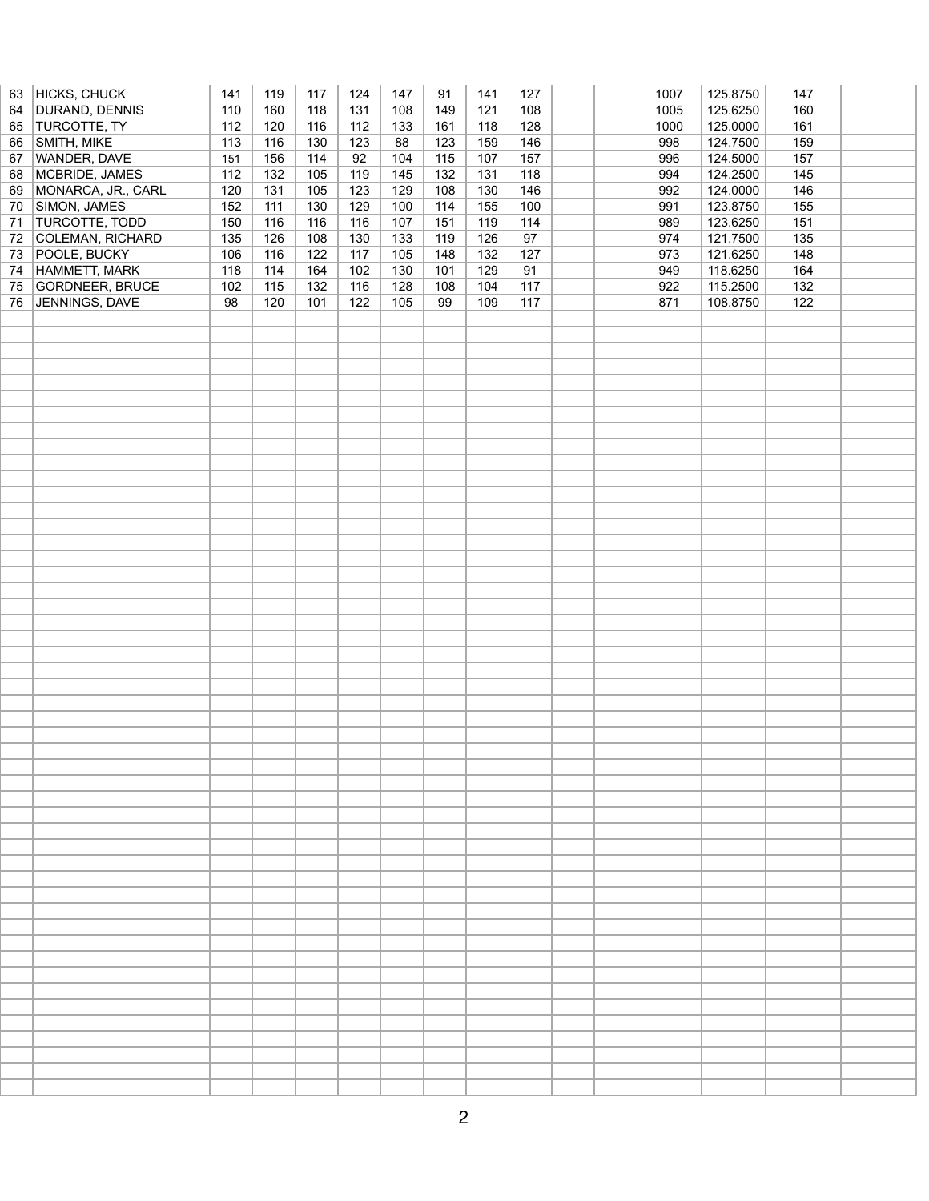| | | | | | | | | | | | | | | | |
|---|---|---|---|---|---|---|---|---|---|---|---|---|---|---|---|
| 63 | HICKS, CHUCK | 141 | 119 | 117 | 124 | 147 | 91 | 141 | 127 | | | 1007 | 125.8750 | 147 | |
| 64 | DURAND, DENNIS | 110 | 160 | 118 | 131 | 108 | 149 | 121 | 108 | | | 1005 | 125.6250 | 160 | |
| 65 | TURCOTTE, TY | 112 | 120 | 116 | 112 | 133 | 161 | 118 | 128 | | | 1000 | 125.0000 | 161 | |
| 66 | SMITH, MIKE | 113 | 116 | 130 | 123 | 88 | 123 | 159 | 146 | | | 998 | 124.7500 | 159 | |
| 67 | WANDER, DAVE | 151 | 156 | 114 | 92 | 104 | 115 | 107 | 157 | | | 996 | 124.5000 | 157 | |
| 68 | MCBRIDE, JAMES | 112 | 132 | 105 | 119 | 145 | 132 | 131 | 118 | | | 994 | 124.2500 | 145 | |
| 69 | MONARCA, JR., CARL | 120 | 131 | 105 | 123 | 129 | 108 | 130 | 146 | | | 992 | 124.0000 | 146 | |
| 70 | SIMON, JAMES | 152 | 111 | 130 | 129 | 100 | 114 | 155 | 100 | | | 991 | 123.8750 | 155 | |
| 71 | TURCOTTE, TODD | 150 | 116 | 116 | 116 | 107 | 151 | 119 | 114 | | | 989 | 123.6250 | 151 | |
| 72 | COLEMAN, RICHARD | 135 | 126 | 108 | 130 | 133 | 119 | 126 | 97 | | | 974 | 121.7500 | 135 | |
| 73 | POOLE, BUCKY | 106 | 116 | 122 | 117 | 105 | 148 | 132 | 127 | | | 973 | 121.6250 | 148 | |
| 74 | HAMMETT, MARK | 118 | 114 | 164 | 102 | 130 | 101 | 129 | 91 | | | 949 | 118.6250 | 164 | |
| 75 | GORDNEER, BRUCE | 102 | 115 | 132 | 116 | 128 | 108 | 104 | 117 | | | 922 | 115.2500 | 132 | |
| 76 | JENNINGS, DAVE | 98 | 120 | 101 | 122 | 105 | 99 | 109 | 117 | | | 871 | 108.8750 | 122 | |